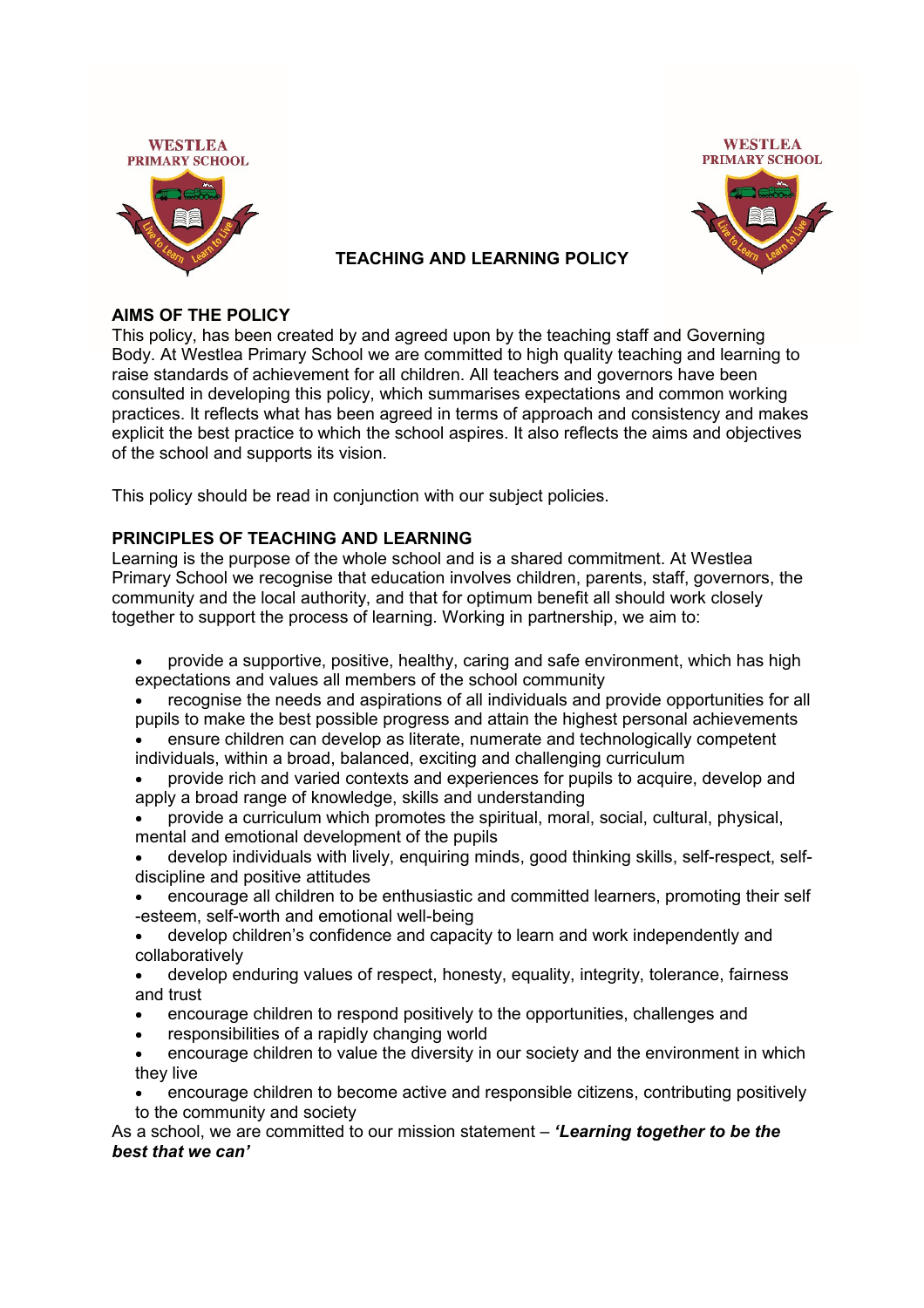# TEACHING AND LEARNING POLICY

## AIMS OF THE POLICY

This policy, has been created by and agreed upon by the teaching staff and Governing Body. At Westlea Primary School we are committed to high quality teaching and learning to raise standards of achievement for all children. All teachers and governors have been consulted in developing this policy, which summarises expectations and common working practices. It reflects what has been agreed in terms of approach and consistency and makes explicit the best practice to which the school aspires. It also reflects the aims and objectives of the school and supports its vision.

This policy should be read in conjunction with our subject policies.

## PRINCIPLES OF TEACHING AND LEARNING

Learning is the purpose of the whole school and is a shared commitment. At Westlea Primary School we recognise that education involves children, parents, staff, governors, the community and the local authority, and that for optimum benefit all should work closely together to support the process of learning. Working in partnership, we aim to:

- provide a supportive, positive, healthy, caring and safe environment, which has high expectations and values all members of the school community
- recognise the needs and aspirations of all individuals and provide opportunities for all pupils to make the best possible progress and attain the highest personal achievements
- ensure children can develop as literate, numerate and technologically competent individuals, within a broad, balanced, exciting and challenging curriculum
- provide rich and varied contexts and experiences for pupils to acquire, develop and apply a broad range of knowledge, skills and understanding
- provide a curriculum which promotes the spiritual, moral, social, cultural, physical, mental and emotional development of the pupils
- develop individuals with lively, enquiring minds, good thinking skills, self-respect, self-discipline and positive attitudes
- encourage all children to be enthusiastic and committed learners, promoting their self -esteem, self-worth and emotional well-being
- develop children's confidence and capacity to learn and work independently and collaboratively
- develop enduring values of respect, honesty, equality, integrity, tolerance, fairness and trust
- encourage children to respond positively to the opportunities, challenges and
- responsibilities of a rapidly changing world
- encourage children to value the diversity in our society and the environment in which they live
- encourage children to become active and responsible citizens, contributing positively to the community and society

As a school, we are committed to our mission statement – ***'Learning together to be the best that we can'***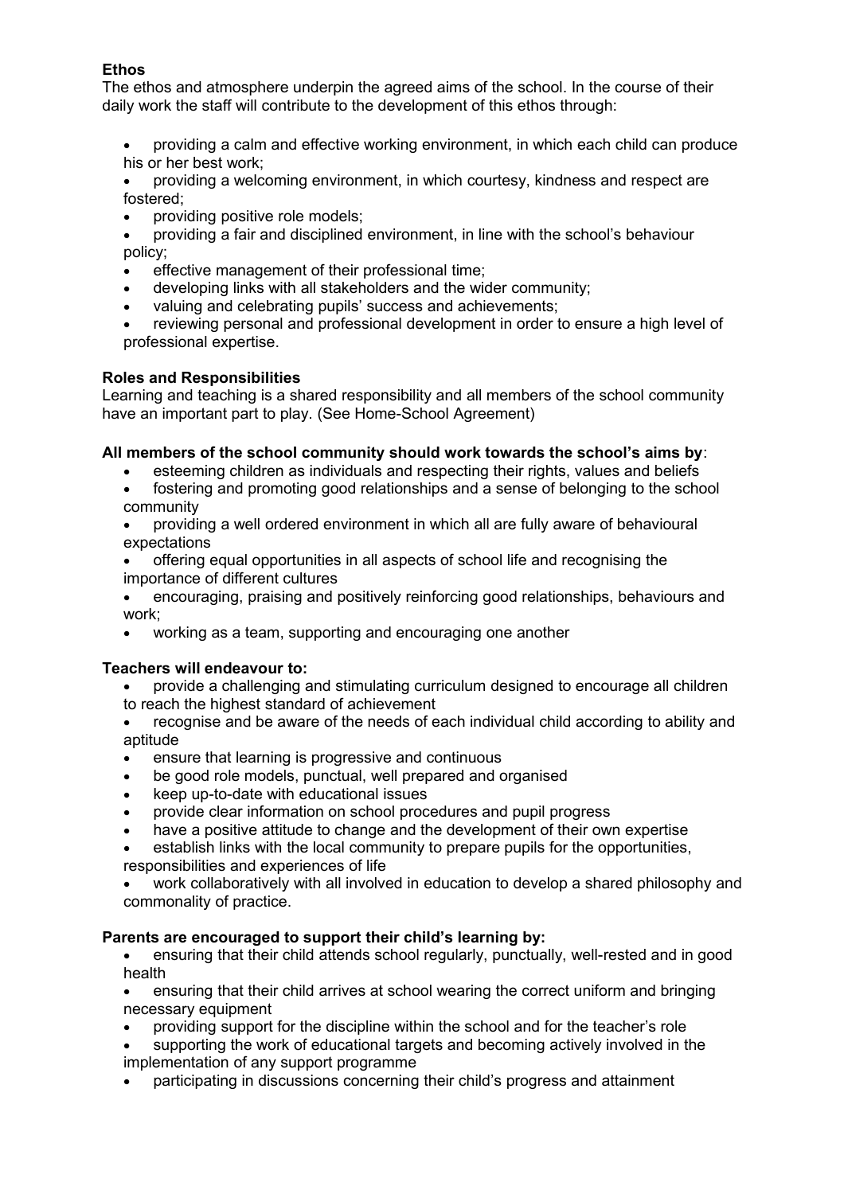**Ethos**

The ethos and atmosphere underpin the agreed aims of the school. In the course of their daily work the staff will contribute to the development of this ethos through:

- providing a calm and effective working environment, in which each child can produce his or her best work;
- providing a welcoming environment, in which courtesy, kindness and respect are fostered;
- providing positive role models;
- providing a fair and disciplined environment, in line with the school's behaviour policy;
- effective management of their professional time;
- developing links with all stakeholders and the wider community;
- valuing and celebrating pupils' success and achievements;
- reviewing personal and professional development in order to ensure a high level of professional expertise.

**Roles and Responsibilities**

Learning and teaching is a shared responsibility and all members of the school community have an important part to play. (See Home-School Agreement)

**All members of the school community should work towards the school's aims by**:

- esteeming children as individuals and respecting their rights, values and beliefs
- fostering and promoting good relationships and a sense of belonging to the school community
- providing a well ordered environment in which all are fully aware of behavioural expectations
- offering equal opportunities in all aspects of school life and recognising the importance of different cultures
- encouraging, praising and positively reinforcing good relationships, behaviours and work;
- working as a team, supporting and encouraging one another

**Teachers will endeavour to:**

- provide a challenging and stimulating curriculum designed to encourage all children to reach the highest standard of achievement
- recognise and be aware of the needs of each individual child according to ability and aptitude
- ensure that learning is progressive and continuous
- be good role models, punctual, well prepared and organised
- keep up-to-date with educational issues
- provide clear information on school procedures and pupil progress
- have a positive attitude to change and the development of their own expertise
- establish links with the local community to prepare pupils for the opportunities, responsibilities and experiences of life
- work collaboratively with all involved in education to develop a shared philosophy and commonality of practice.

**Parents are encouraged to support their child's learning by:**

- ensuring that their child attends school regularly, punctually, well-rested and in good health
- ensuring that their child arrives at school wearing the correct uniform and bringing necessary equipment
- providing support for the discipline within the school and for the teacher's role
- supporting the work of educational targets and becoming actively involved in the implementation of any support programme
- participating in discussions concerning their child's progress and attainment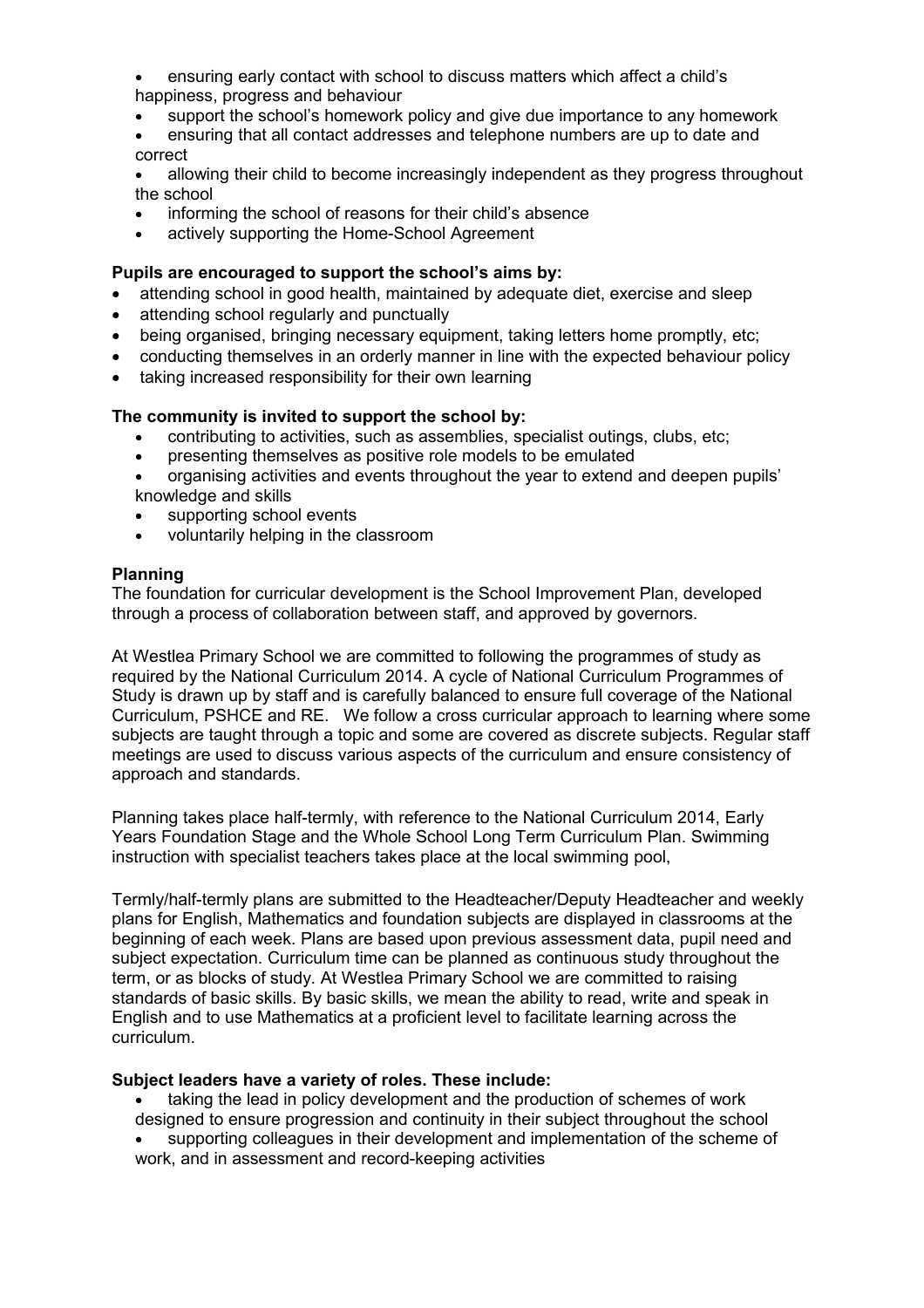- ensuring early contact with school to discuss matters which affect a child's happiness, progress and behaviour
- support the school's homework policy and give due importance to any homework
- ensuring that all contact addresses and telephone numbers are up to date and correct
- allowing their child to become increasingly independent as they progress throughout the school
- informing the school of reasons for their child's absence
- actively supporting the Home-School Agreement

**Pupils are encouraged to support the school's aims by:**

- attending school in good health, maintained by adequate diet, exercise and sleep
- attending school regularly and punctually
- being organised, bringing necessary equipment, taking letters home promptly, etc;
- conducting themselves in an orderly manner in line with the expected behaviour policy
- taking increased responsibility for their own learning

**The community is invited to support the school by:**

- contributing to activities, such as assemblies, specialist outings, clubs, etc;
- presenting themselves as positive role models to be emulated
- organising activities and events throughout the year to extend and deepen pupils' knowledge and skills
- supporting school events
- voluntarily helping in the classroom

**Planning**

The foundation for curricular development is the School Improvement Plan, developed through a process of collaboration between staff, and approved by governors.

At Westlea Primary School we are committed to following the programmes of study as required by the National Curriculum 2014. A cycle of National Curriculum Programmes of Study is drawn up by staff and is carefully balanced to ensure full coverage of the National Curriculum, PSHCE and RE. We follow a cross curricular approach to learning where some subjects are taught through a topic and some are covered as discrete subjects. Regular staff meetings are used to discuss various aspects of the curriculum and ensure consistency of approach and standards.

Planning takes place half-termly, with reference to the National Curriculum 2014, Early Years Foundation Stage and the Whole School Long Term Curriculum Plan. Swimming instruction with specialist teachers takes place at the local swimming pool,

Termly/half-termly plans are submitted to the Headteacher/Deputy Headteacher and weekly plans for English, Mathematics and foundation subjects are displayed in classrooms at the beginning of each week. Plans are based upon previous assessment data, pupil need and subject expectation. Curriculum time can be planned as continuous study throughout the term, or as blocks of study. At Westlea Primary School we are committed to raising standards of basic skills. By basic skills, we mean the ability to read, write and speak in English and to use Mathematics at a proficient level to facilitate learning across the curriculum.

**Subject leaders have a variety of roles. These include:**

- taking the lead in policy development and the production of schemes of work designed to ensure progression and continuity in their subject throughout the school
- supporting colleagues in their development and implementation of the scheme of work, and in assessment and record-keeping activities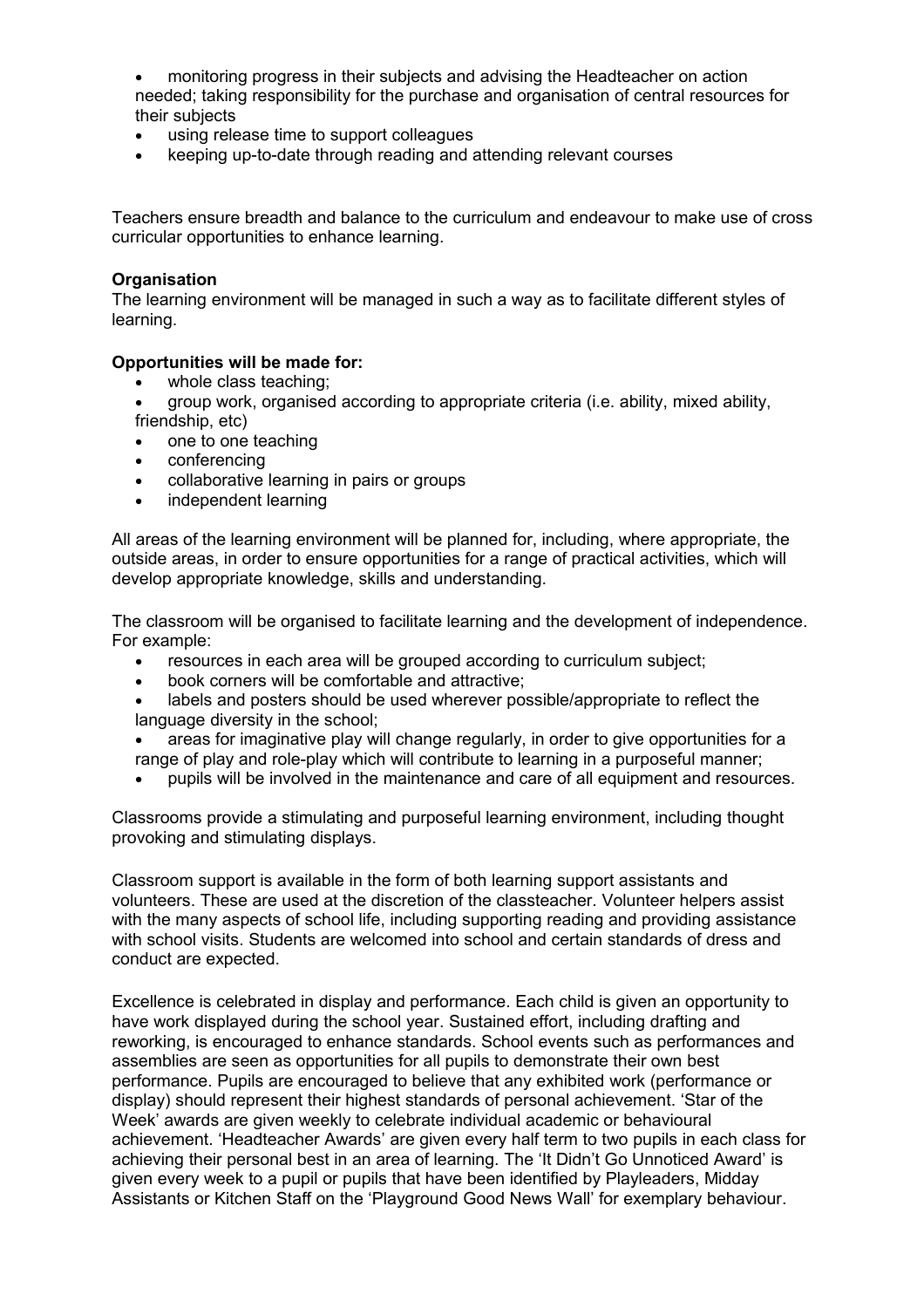- monitoring progress in their subjects and advising the Headteacher on action needed; taking responsibility for the purchase and organisation of central resources for their subjects
- using release time to support colleagues
- keeping up-to-date through reading and attending relevant courses

Teachers ensure breadth and balance to the curriculum and endeavour to make use of cross curricular opportunities to enhance learning.

**Organisation**

The learning environment will be managed in such a way as to facilitate different styles of learning.

**Opportunities will be made for:**

- whole class teaching;
- group work, organised according to appropriate criteria (i.e. ability, mixed ability, friendship, etc)
- one to one teaching
- conferencing
- collaborative learning in pairs or groups
- independent learning

All areas of the learning environment will be planned for, including, where appropriate, the outside areas, in order to ensure opportunities for a range of practical activities, which will develop appropriate knowledge, skills and understanding.

The classroom will be organised to facilitate learning and the development of independence. For example:

- resources in each area will be grouped according to curriculum subject;
- book corners will be comfortable and attractive;
- labels and posters should be used wherever possible/appropriate to reflect the language diversity in the school;
- areas for imaginative play will change regularly, in order to give opportunities for a range of play and role-play which will contribute to learning in a purposeful manner;
- pupils will be involved in the maintenance and care of all equipment and resources.

Classrooms provide a stimulating and purposeful learning environment, including thought provoking and stimulating displays.

Classroom support is available in the form of both learning support assistants and volunteers. These are used at the discretion of the classteacher. Volunteer helpers assist with the many aspects of school life, including supporting reading and providing assistance with school visits. Students are welcomed into school and certain standards of dress and conduct are expected.

Excellence is celebrated in display and performance. Each child is given an opportunity to have work displayed during the school year. Sustained effort, including drafting and reworking, is encouraged to enhance standards. School events such as performances and assemblies are seen as opportunities for all pupils to demonstrate their own best performance. Pupils are encouraged to believe that any exhibited work (performance or display) should represent their highest standards of personal achievement. 'Star of the Week' awards are given weekly to celebrate individual academic or behavioural achievement. 'Headteacher Awards' are given every half term to two pupils in each class for achieving their personal best in an area of learning. The 'It Didn't Go Unnoticed Award' is given every week to a pupil or pupils that have been identified by Playleaders, Midday Assistants or Kitchen Staff on the 'Playground Good News Wall' for exemplary behaviour.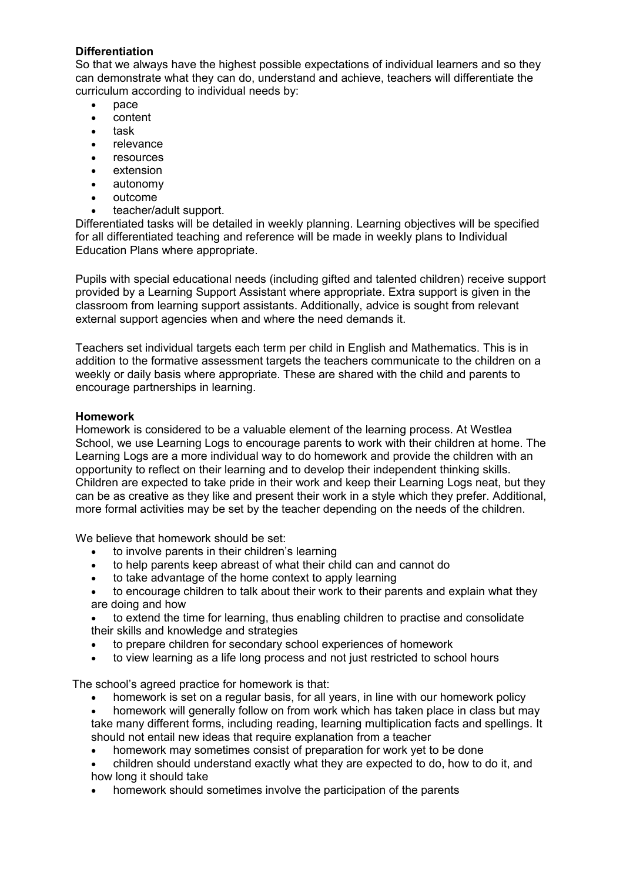### Differentiation

So that we always have the highest possible expectations of individual learners and so they can demonstrate what they can do, understand and achieve, teachers will differentiate the curriculum according to individual needs by:

- pace
- content
- task
- relevance
- resources
- extension
- autonomy
- outcome
- teacher/adult support.

Differentiated tasks will be detailed in weekly planning. Learning objectives will be specified for all differentiated teaching and reference will be made in weekly plans to Individual Education Plans where appropriate.

Pupils with special educational needs (including gifted and talented children) receive support provided by a Learning Support Assistant where appropriate. Extra support is given in the classroom from learning support assistants. Additionally, advice is sought from relevant external support agencies when and where the need demands it.

Teachers set individual targets each term per child in English and Mathematics. This is in addition to the formative assessment targets the teachers communicate to the children on a weekly or daily basis where appropriate. These are shared with the child and parents to encourage partnerships in learning.

### Homework

Homework is considered to be a valuable element of the learning process. At Westlea School, we use Learning Logs to encourage parents to work with their children at home. The Learning Logs are a more individual way to do homework and provide the children with an opportunity to reflect on their learning and to develop their independent thinking skills. Children are expected to take pride in their work and keep their Learning Logs neat, but they can be as creative as they like and present their work in a style which they prefer. Additional, more formal activities may be set by the teacher depending on the needs of the children.

We believe that homework should be set:

- to involve parents in their children's learning
- to help parents keep abreast of what their child can and cannot do
- to take advantage of the home context to apply learning
- to encourage children to talk about their work to their parents and explain what they are doing and how
- to extend the time for learning, thus enabling children to practise and consolidate their skills and knowledge and strategies
- to prepare children for secondary school experiences of homework
- to view learning as a life long process and not just restricted to school hours

The school's agreed practice for homework is that:

- homework is set on a regular basis, for all years, in line with our homework policy
- homework will generally follow on from work which has taken place in class but may take many different forms, including reading, learning multiplication facts and spellings. It should not entail new ideas that require explanation from a teacher
- homework may sometimes consist of preparation for work yet to be done
- children should understand exactly what they are expected to do, how to do it, and how long it should take
- homework should sometimes involve the participation of the parents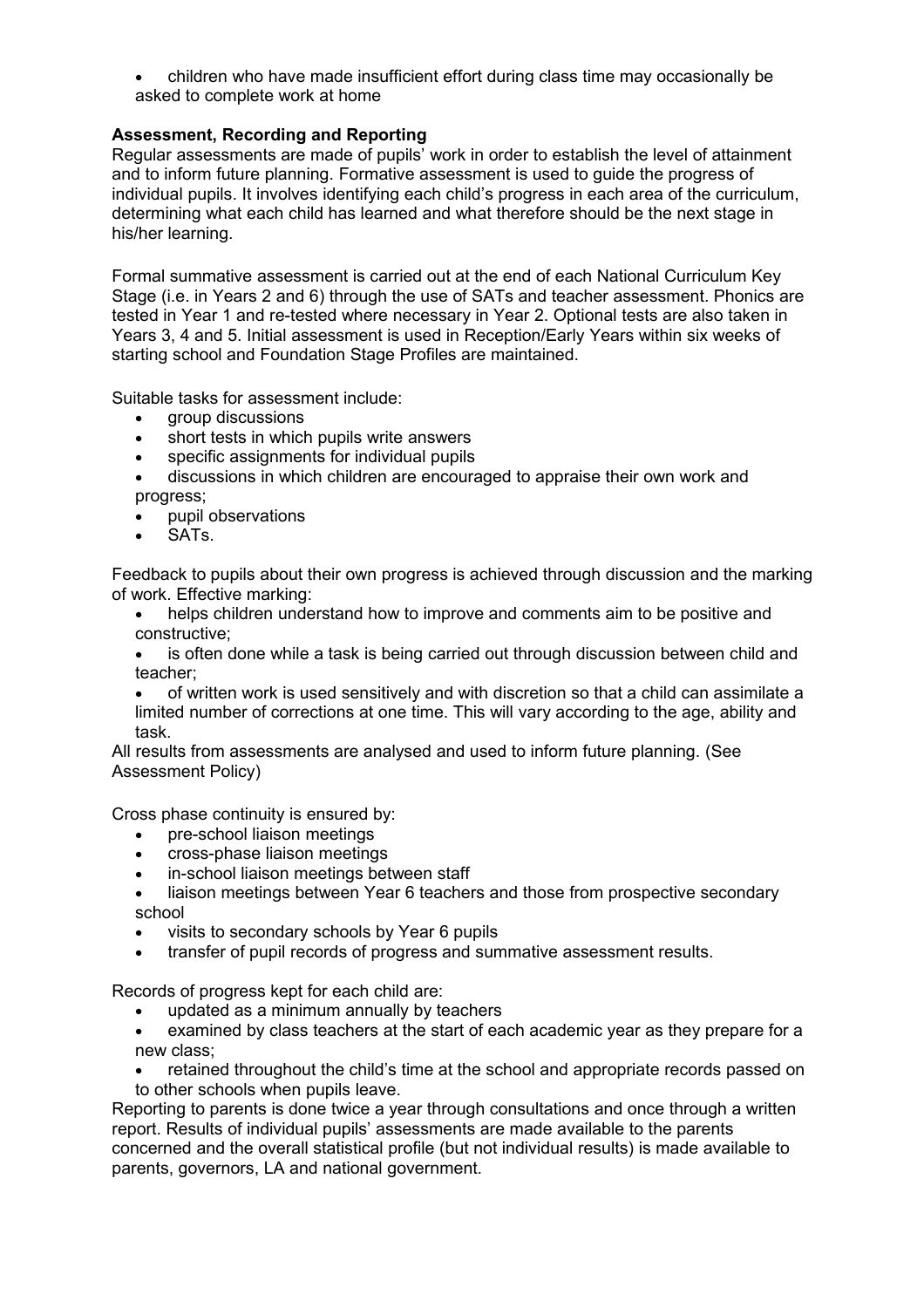- children who have made insufficient effort during class time may occasionally be asked to complete work at home

**Assessment, Recording and Reporting**

Regular assessments are made of pupils' work in order to establish the level of attainment and to inform future planning. Formative assessment is used to guide the progress of individual pupils. It involves identifying each child's progress in each area of the curriculum, determining what each child has learned and what therefore should be the next stage in his/her learning.

Formal summative assessment is carried out at the end of each National Curriculum Key Stage (i.e. in Years 2 and 6) through the use of SATs and teacher assessment. Phonics are tested in Year 1 and re-tested where necessary in Year 2. Optional tests are also taken in Years 3, 4 and 5. Initial assessment is used in Reception/Early Years within six weeks of starting school and Foundation Stage Profiles are maintained.

Suitable tasks for assessment include:

- group discussions
- short tests in which pupils write answers
- specific assignments for individual pupils
- discussions in which children are encouraged to appraise their own work and progress;
- pupil observations
- SATs.

Feedback to pupils about their own progress is achieved through discussion and the marking of work. Effective marking:

- helps children understand how to improve and comments aim to be positive and constructive;
- is often done while a task is being carried out through discussion between child and teacher;
- of written work is used sensitively and with discretion so that a child can assimilate a limited number of corrections at one time. This will vary according to the age, ability and task.

All results from assessments are analysed and used to inform future planning. (See Assessment Policy)

Cross phase continuity is ensured by:

- pre-school liaison meetings
- cross-phase liaison meetings
- in-school liaison meetings between staff
- liaison meetings between Year 6 teachers and those from prospective secondary school
- visits to secondary schools by Year 6 pupils
- transfer of pupil records of progress and summative assessment results.

Records of progress kept for each child are:

- updated as a minimum annually by teachers
- examined by class teachers at the start of each academic year as they prepare for a new class;
- retained throughout the child's time at the school and appropriate records passed on to other schools when pupils leave.

Reporting to parents is done twice a year through consultations and once through a written report. Results of individual pupils' assessments are made available to the parents concerned and the overall statistical profile (but not individual results) is made available to parents, governors, LA and national government.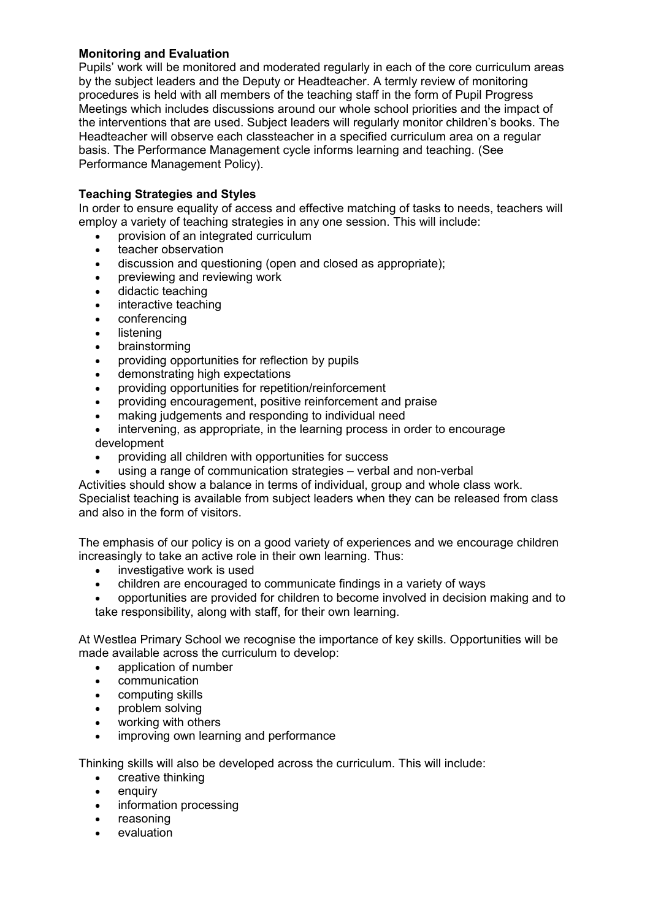**Monitoring and Evaluation**

Pupils' work will be monitored and moderated regularly in each of the core curriculum areas by the subject leaders and the Deputy or Headteacher. A termly review of monitoring procedures is held with all members of the teaching staff in the form of Pupil Progress Meetings which includes discussions around our whole school priorities and the impact of the interventions that are used. Subject leaders will regularly monitor children's books. The Headteacher will observe each classteacher in a specified curriculum area on a regular basis. The Performance Management cycle informs learning and teaching. (See Performance Management Policy).

**Teaching Strategies and Styles**

In order to ensure equality of access and effective matching of tasks to needs, teachers will employ a variety of teaching strategies in any one session. This will include:

- provision of an integrated curriculum
- teacher observation
- discussion and questioning (open and closed as appropriate);
- previewing and reviewing work
- didactic teaching
- interactive teaching
- conferencing
- listening
- brainstorming
- providing opportunities for reflection by pupils
- demonstrating high expectations
- providing opportunities for repetition/reinforcement
- providing encouragement, positive reinforcement and praise
- making judgements and responding to individual need
- intervening, as appropriate, in the learning process in order to encourage development
- providing all children with opportunities for success
- using a range of communication strategies – verbal and non-verbal

Activities should show a balance in terms of individual, group and whole class work. Specialist teaching is available from subject leaders when they can be released from class and also in the form of visitors.

The emphasis of our policy is on a good variety of experiences and we encourage children increasingly to take an active role in their own learning. Thus:

- investigative work is used
- children are encouraged to communicate findings in a variety of ways
- opportunities are provided for children to become involved in decision making and to take responsibility, along with staff, for their own learning.

At Westlea Primary School we recognise the importance of key skills. Opportunities will be made available across the curriculum to develop:

- application of number
- communication
- computing skills
- problem solving
- working with others
- improving own learning and performance

Thinking skills will also be developed across the curriculum. This will include:

- creative thinking
- enquiry
- information processing
- reasoning
- evaluation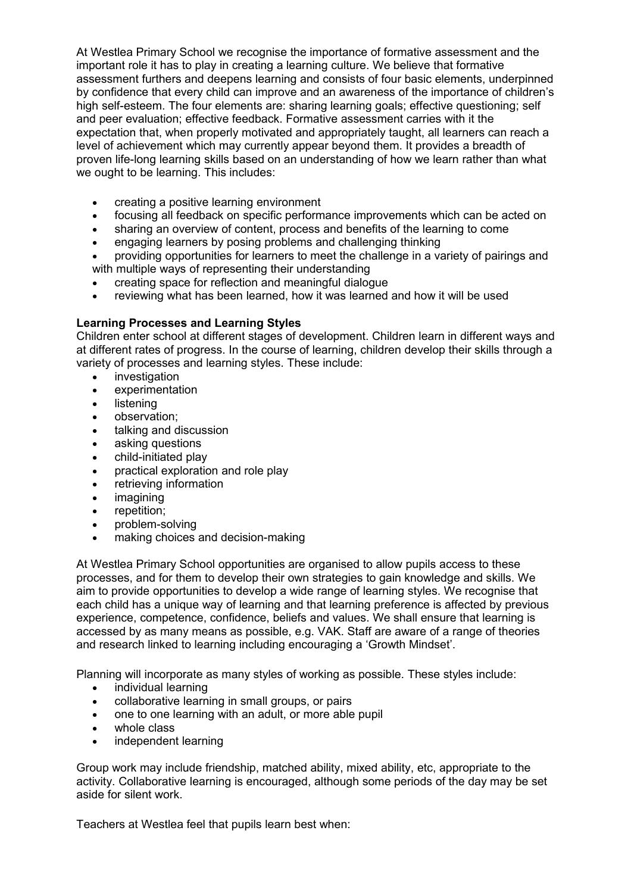At Westlea Primary School we recognise the importance of formative assessment and the important role it has to play in creating a learning culture. We believe that formative assessment furthers and deepens learning and consists of four basic elements, underpinned by confidence that every child can improve and an awareness of the importance of children's high self-esteem. The four elements are: sharing learning goals; effective questioning; self and peer evaluation; effective feedback. Formative assessment carries with it the expectation that, when properly motivated and appropriately taught, all learners can reach a level of achievement which may currently appear beyond them. It provides a breadth of proven life-long learning skills based on an understanding of how we learn rather than what we ought to be learning. This includes:

- creating a positive learning environment
- focusing all feedback on specific performance improvements which can be acted on
- sharing an overview of content, process and benefits of the learning to come
- engaging learners by posing problems and challenging thinking
- providing opportunities for learners to meet the challenge in a variety of pairings and with multiple ways of representing their understanding
- creating space for reflection and meaningful dialogue
- reviewing what has been learned, how it was learned and how it will be used

**Learning Processes and Learning Styles**

Children enter school at different stages of development. Children learn in different ways and at different rates of progress. In the course of learning, children develop their skills through a variety of processes and learning styles. These include:

- investigation
- experimentation
- listening
- observation;
- talking and discussion
- asking questions
- child-initiated play
- practical exploration and role play
- retrieving information
- imagining
- repetition;
- problem-solving
- making choices and decision-making

At Westlea Primary School opportunities are organised to allow pupils access to these processes, and for them to develop their own strategies to gain knowledge and skills. We aim to provide opportunities to develop a wide range of learning styles. We recognise that each child has a unique way of learning and that learning preference is affected by previous experience, competence, confidence, beliefs and values. We shall ensure that learning is accessed by as many means as possible, e.g. VAK. Staff are aware of a range of theories and research linked to learning including encouraging a 'Growth Mindset'.

Planning will incorporate as many styles of working as possible. These styles include:

- individual learning
- collaborative learning in small groups, or pairs
- one to one learning with an adult, or more able pupil
- whole class
- independent learning

Group work may include friendship, matched ability, mixed ability, etc, appropriate to the activity. Collaborative learning is encouraged, although some periods of the day may be set aside for silent work.

Teachers at Westlea feel that pupils learn best when: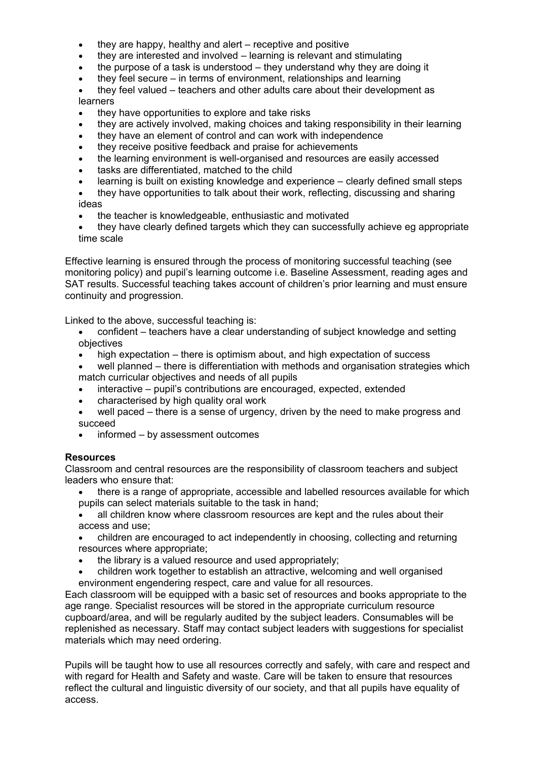- they are happy, healthy and alert – receptive and positive
- they are interested and involved – learning is relevant and stimulating
- the purpose of a task is understood – they understand why they are doing it
- they feel secure – in terms of environment, relationships and learning
- they feel valued – teachers and other adults care about their development as learners
- they have opportunities to explore and take risks
- they are actively involved, making choices and taking responsibility in their learning
- they have an element of control and can work with independence
- they receive positive feedback and praise for achievements
- the learning environment is well-organised and resources are easily accessed
- tasks are differentiated, matched to the child
- learning is built on existing knowledge and experience – clearly defined small steps
- they have opportunities to talk about their work, reflecting, discussing and sharing ideas
- the teacher is knowledgeable, enthusiastic and motivated
- they have clearly defined targets which they can successfully achieve eg appropriate time scale

Effective learning is ensured through the process of monitoring successful teaching (see monitoring policy) and pupil's learning outcome i.e. Baseline Assessment, reading ages and SAT results. Successful teaching takes account of children's prior learning and must ensure continuity and progression.

Linked to the above, successful teaching is:

- confident – teachers have a clear understanding of subject knowledge and setting objectives
- high expectation – there is optimism about, and high expectation of success
- well planned – there is differentiation with methods and organisation strategies which match curricular objectives and needs of all pupils
- interactive – pupil's contributions are encouraged, expected, extended
- characterised by high quality oral work
- well paced – there is a sense of urgency, driven by the need to make progress and succeed
- informed – by assessment outcomes

**Resources**

Classroom and central resources are the responsibility of classroom teachers and subject leaders who ensure that:

- there is a range of appropriate, accessible and labelled resources available for which pupils can select materials suitable to the task in hand;
- all children know where classroom resources are kept and the rules about their access and use;
- children are encouraged to act independently in choosing, collecting and returning resources where appropriate;
- the library is a valued resource and used appropriately;
- children work together to establish an attractive, welcoming and well organised environment engendering respect, care and value for all resources.

Each classroom will be equipped with a basic set of resources and books appropriate to the age range. Specialist resources will be stored in the appropriate curriculum resource cupboard/area, and will be regularly audited by the subject leaders. Consumables will be replenished as necessary. Staff may contact subject leaders with suggestions for specialist materials which may need ordering.

Pupils will be taught how to use all resources correctly and safely, with care and respect and with regard for Health and Safety and waste. Care will be taken to ensure that resources reflect the cultural and linguistic diversity of our society, and that all pupils have equality of access.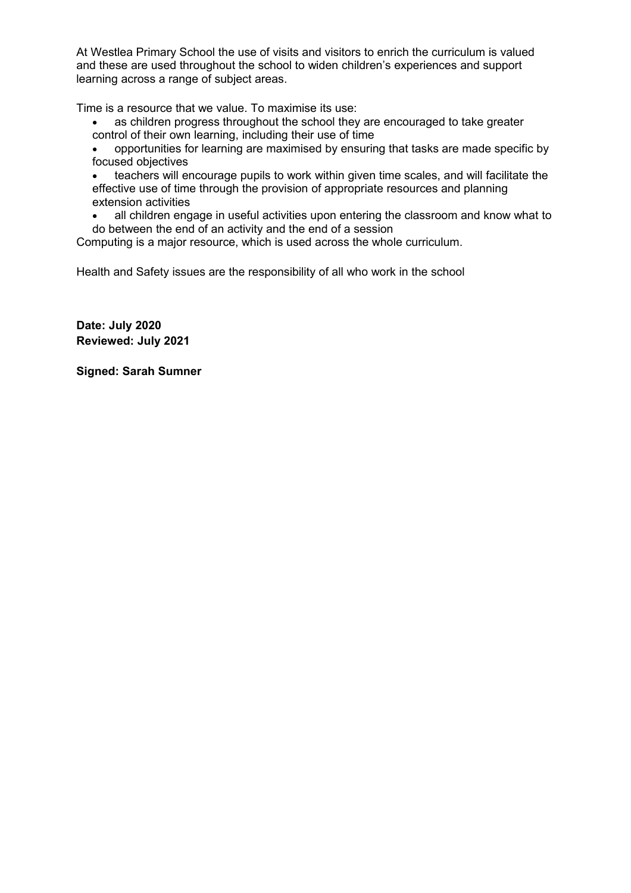At Westlea Primary School the use of visits and visitors to enrich the curriculum is valued and these are used throughout the school to widen children's experiences and support learning across a range of subject areas.

Time is a resource that we value. To maximise its use:

- as children progress throughout the school they are encouraged to take greater control of their own learning, including their use of time
- opportunities for learning are maximised by ensuring that tasks are made specific by focused objectives
- teachers will encourage pupils to work within given time scales, and will facilitate the effective use of time through the provision of appropriate resources and planning extension activities
- all children engage in useful activities upon entering the classroom and know what to do between the end of an activity and the end of a session

Computing is a major resource, which is used across the whole curriculum.

Health and Safety issues are the responsibility of all who work in the school

**Date: July 2020**
**Reviewed: July 2021**

**Signed: Sarah Sumner**